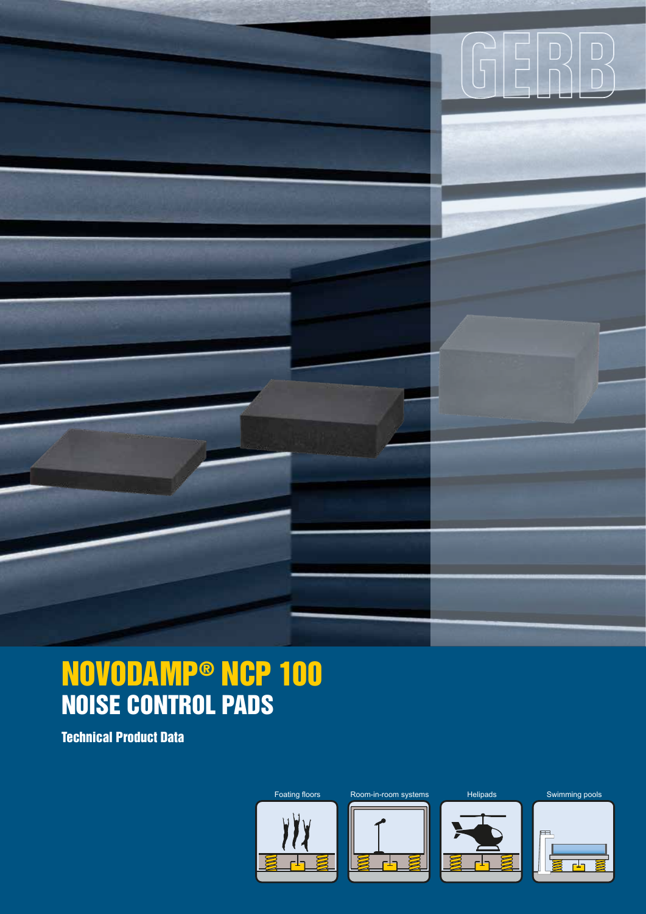GERB

# NOVODAMP® NCP 100
## NOISE CONTROL PADS

**Technical Product Data**

Foating floors

Room-in-room systems

Helipads

Swimming pools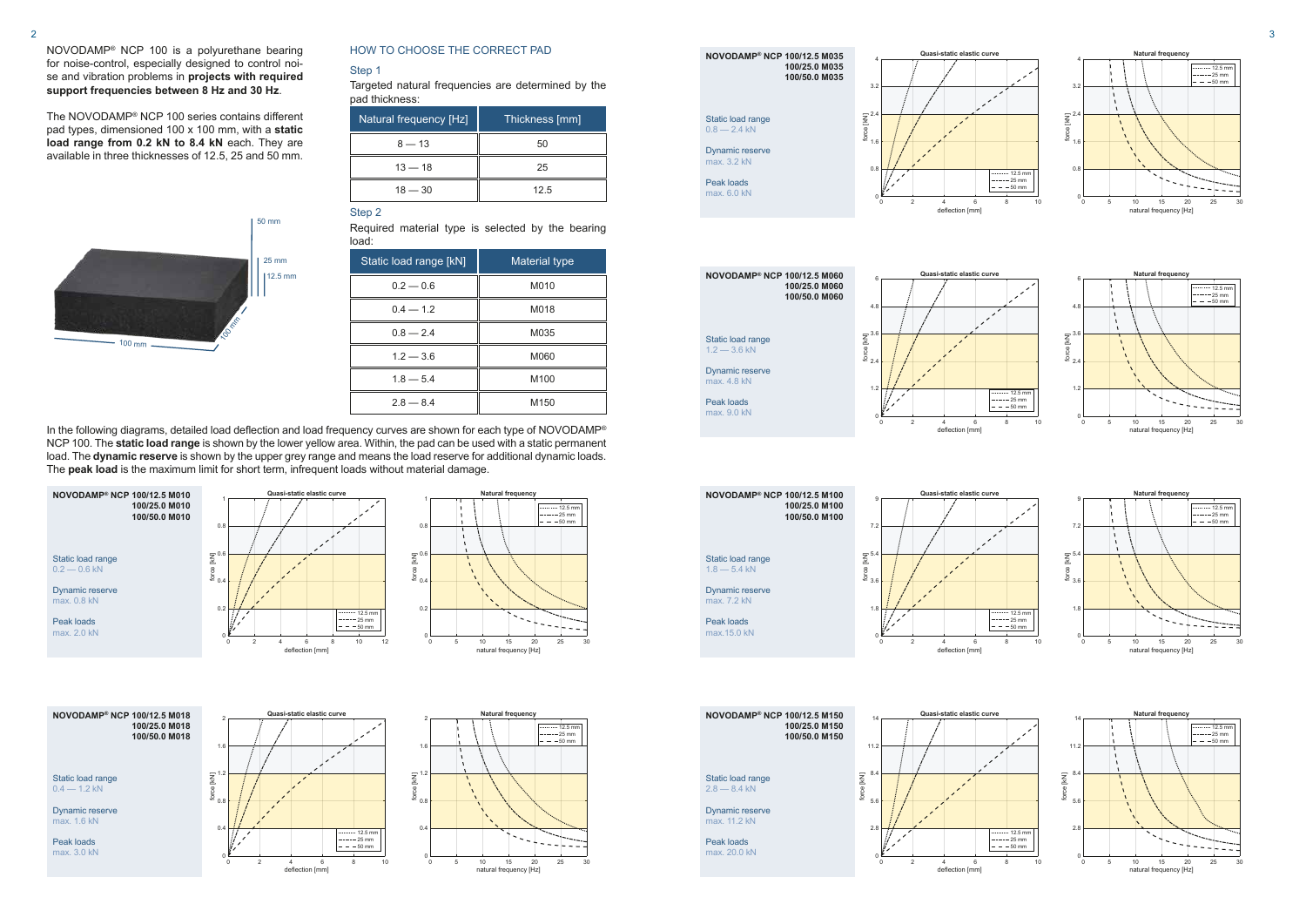NOVODAMP® NCP 100 is a polyurethane bearing for noise-control, especially designed to control noise and vibration problems in **projects with required support frequencies between 8 Hz and 30 Hz**.

The NOVODAMP® NCP 100 series contains different pad types, dimensioned 100 x 100 mm, with a **static load range from 0.2 kN to 8.4 kN** each. They are available in three thicknesses of 12.5, 25 and 50 mm.

## HOW TO CHOOSE THE CORRECT PAD

### Step 1

Targeted natural frequencies are determined by the pad thickness:

| Natural frequency [Hz] | Thickness [mm] |
|---|---|
| 8 — 13 | 50 |
| 13 — 18 | 25 |
| 18 — 30 | 12.5 |

### Step 2

Required material type is selected by the bearing load:

| Static load range [kN] | Material type |
|---|---|
| 0.2 — 0.6 | M010 |
| 0.4 — 1.2 | M018 |
| 0.8 — 2.4 | M035 |
| 1.2 — 3.6 | M060 |
| 1.8 — 5.4 | M100 |
| 2.8 — 8.4 | M150 |

In the following diagrams, detailed load deflection and load frequency curves are shown for each type of NOVODAMP® NCP 100. The **static load range** is shown by the lower yellow area. Within, the pad can be used with a static permanent load. The **dynamic reserve** is shown by the upper grey range and means the load reserve for additional dynamic loads. The **peak load** is the maximum limit for short term, infrequent loads without material damage.

**NOVODAMP® NCP 100/12.5 M010**
**100/25.0 M010**
**100/50.0 M010**

Static load range
0.2 — 0.6 kN

Dynamic reserve
max. 0.8 kN

Peak loads
max. 2.0 kN

**NOVODAMP® NCP 100/12.5 M018**
**100/25.0 M018**
**100/50.0 M018**

Static load range
0.4 — 1.2 kN

Dynamic reserve
max. 1.6 kN

Peak loads
max. 3.0 kN

**NOVODAMP® NCP 100/12.5 M035**
**100/25.0 M035**
**100/50.0 M035**

Static load range
0.8 — 2.4 kN

Dynamic reserve
max. 3.2 kN

Peak loads
max. 6.0 kN

**NOVODAMP® NCP 100/12.5 M060**
**100/25.0 M060**
**100/50.0 M060**

Static load range
1.2 — 3.6 kN

Dynamic reserve
max. 4.8 kN

Peak loads
max. 9.0 kN

**NOVODAMP® NCP 100/12.5 M100**
**100/25.0 M100**
**100/50.0 M100**

Static load range
1.8 — 5.4 kN

Dynamic reserve
max. 7.2 kN

Peak loads
max.15.0 kN

**NOVODAMP® NCP 100/12.5 M150**
**100/25.0 M150**
**100/50.0 M150**

Static load range
2.8 — 8.4 kN

Dynamic reserve
max. 11.2 kN

Peak loads
max. 20.0 kN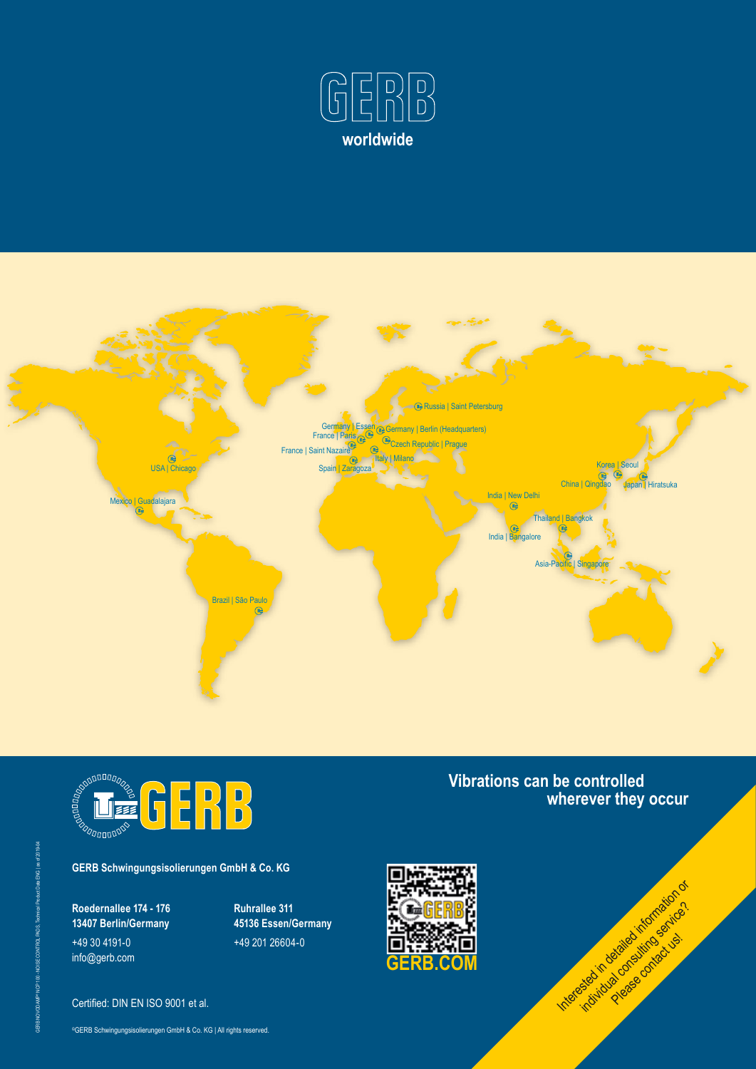# GERB

**worldwide**

Russia | Saint Petersburg

Germany | Essen

Germany | Berlin (Headquarters)

France | Paris

Czech Republic | Prague

France | Saint Nazaire

Italy | Milano

Spain | Zaragoza

USA | Chicago

Mexico | Guadalajara

Brazil | São Paulo

India | New Delhi

India | Bangalore

Thailand | Bangkok

Asia-Pacific | Singapore

China | Qingdao

Korea | Seoul

Japan | Hiratsuka

GERB

## Vibrations can be controlled wherever they occur

**GERB Schwingungsisolierungen GmbH & Co. KG**

**Roedernallee 174 - 176**
**13407 Berlin/Germany**
+49 30 4191-0
info@gerb.com

**Ruhrallee 311**
**45136 Essen/Germany**
+49 201 26604-0

GERB.COM

Interested in detailed information or individual consulting service? Please contact us!

Certified: DIN EN ISO 9001 et al.

©GERB Schwingungsisolierungen GmbH & Co. KG | All rights reserved.